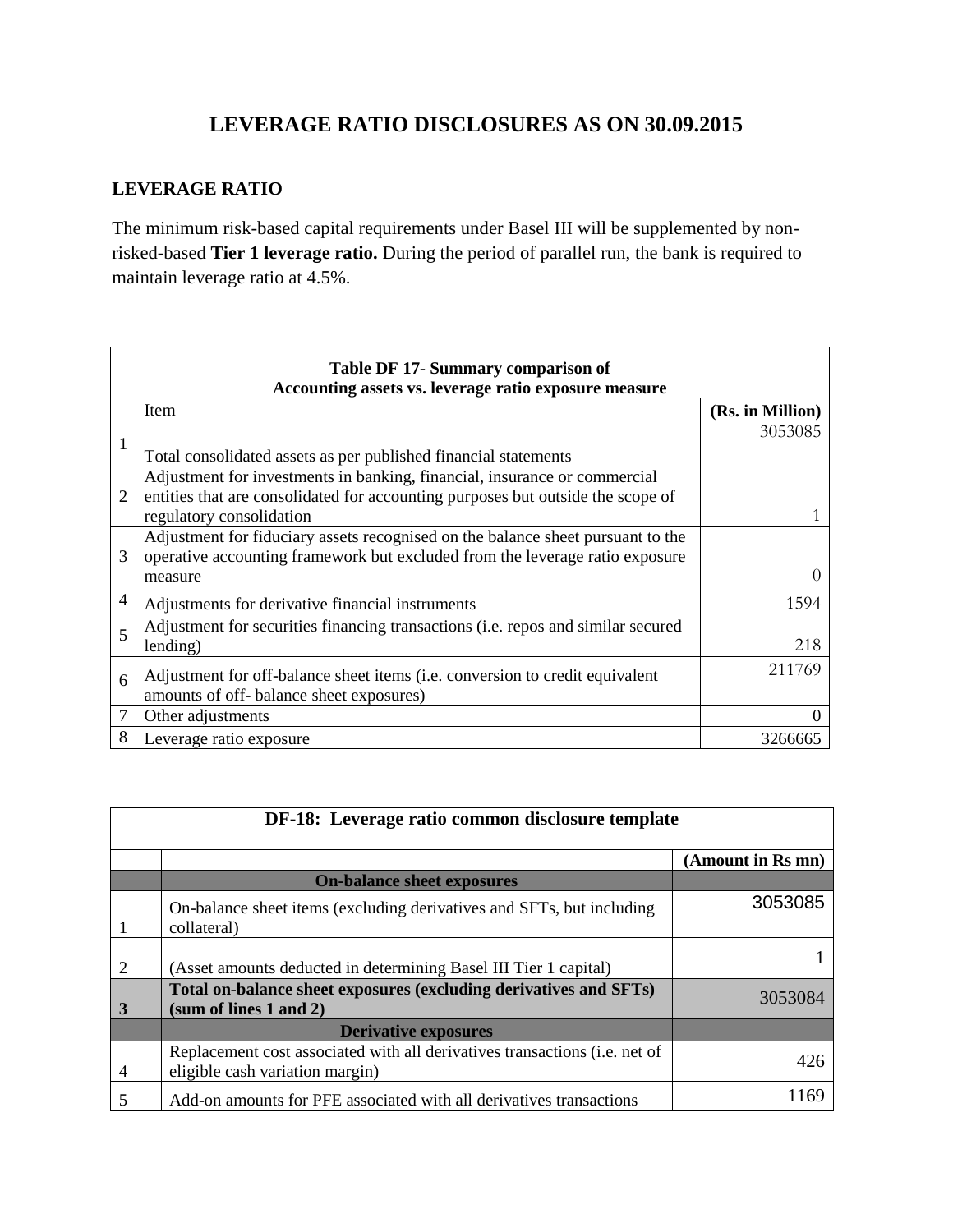# LEVERAGE RATIO DISCLOSURES AS ON 30.09.2015

## LEVERAGE RATIO

The minimum risk-based capital requirements under Basel III will be supplemented by non-risked-based **Tier 1 leverage ratio.** During the period of parallel run, the bank is required to maintain leverage ratio at 4.5%.

| **Table DF 17- Summary comparison of Accounting assets vs. leverage ratio exposure measure** | | |
|---|---|---|
| | Item | **(Rs. in Million)** |
| 1 | Total consolidated assets as per published financial statements | 3053085 |
| 2 | Adjustment for investments in banking, financial, insurance or commercial entities that are consolidated for accounting purposes but outside the scope of regulatory consolidation | 1 |
| 3 | Adjustment for fiduciary assets recognised on the balance sheet pursuant to the operative accounting framework but excluded from the leverage ratio exposure measure | 0 |
| 4 | Adjustments for derivative financial instruments | 1594 |
| 5 | Adjustment for securities financing transactions (i.e. repos and similar secured lending) | 218 |
| 6 | Adjustment for off-balance sheet items (i.e. conversion to credit equivalent amounts of off- balance sheet exposures) | 211769 |
| 7 | Other adjustments | 0 |
| 8 | Leverage ratio exposure | 3266665 |

| **DF-18: Leverage ratio common disclosure template** | | |
|---|---|---|
| | | **(Amount in Rs mn)** |
| | **On-balance sheet exposures** | |
| 1 | On-balance sheet items (excluding derivatives and SFTs, but including collateral) | 3053085 |
| 2 | (Asset amounts deducted in determining Basel III Tier 1 capital) | 1 |
| **3** | **Total on-balance sheet exposures (excluding derivatives and SFTs) (sum of lines 1 and 2)** | 3053084 |
| | **Derivative exposures** | |
| 4 | Replacement cost associated with all derivatives transactions (i.e. net of eligible cash variation margin) | 426 |
| 5 | Add-on amounts for PFE associated with all derivatives transactions | 1169 |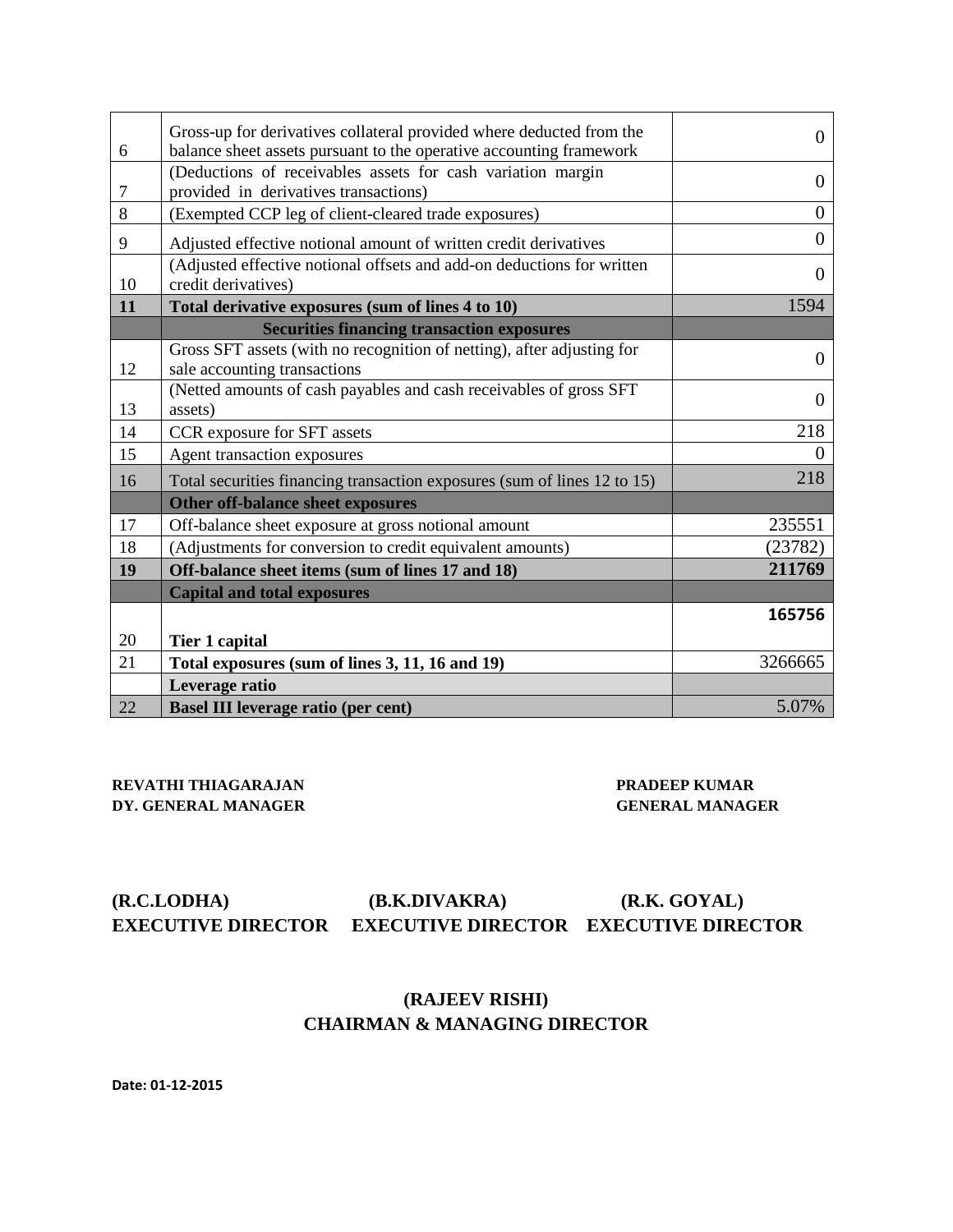| | | |
|---|---|---|
| 6 | Gross-up for derivatives collateral provided where deducted from the balance sheet assets pursuant to the operative accounting framework | 0 |
| 7 | (Deductions of receivables assets for cash variation margin provided in derivatives transactions) | 0 |
| 8 | (Exempted CCP leg of client-cleared trade exposures) | 0 |
| 9 | Adjusted effective notional amount of written credit derivatives | 0 |
| 10 | (Adjusted effective notional offsets and add-on deductions for written credit derivatives) | 0 |
| **11** | **Total derivative exposures (sum of lines 4 to 10)** | 1594 |
| | **Securities financing transaction exposures** | |
| 12 | Gross SFT assets (with no recognition of netting), after adjusting for sale accounting transactions | 0 |
| 13 | (Netted amounts of cash payables and cash receivables of gross SFT assets) | 0 |
| 14 | CCR exposure for SFT assets | 218 |
| 15 | Agent transaction exposures | 0 |
| 16 | Total securities financing transaction exposures (sum of lines 12 to 15) | 218 |
| | **Other off-balance sheet exposures** | |
| 17 | Off-balance sheet exposure at gross notional amount | 235551 |
| 18 | (Adjustments for conversion to credit equivalent amounts) | (23782) |
| **19** | **Off-balance sheet items (sum of lines 17 and 18)** | **211769** |
| | **Capital and total exposures** | |
| 20 | **Tier 1 capital** | **165756** |
| 21 | **Total exposures (sum of lines 3, 11, 16 and 19)** | 3266665 |
| | **Leverage ratio** | |
| 22 | **Basel III leverage ratio (per cent)** | 5.07% |

**REVATHI THIAGARAJAN**
**DY. GENERAL MANAGER**

**PRADEEP KUMAR**
**GENERAL MANAGER**

**(R.C.LODHA)**
**EXECUTIVE DIRECTOR**

**(B.K.DIVAKRA)**
**EXECUTIVE DIRECTOR**

**(R.K. GOYAL)**
**EXECUTIVE DIRECTOR**

**(RAJEEV RISHI)**
**CHAIRMAN & MANAGING DIRECTOR**

**Date: 01-12-2015**